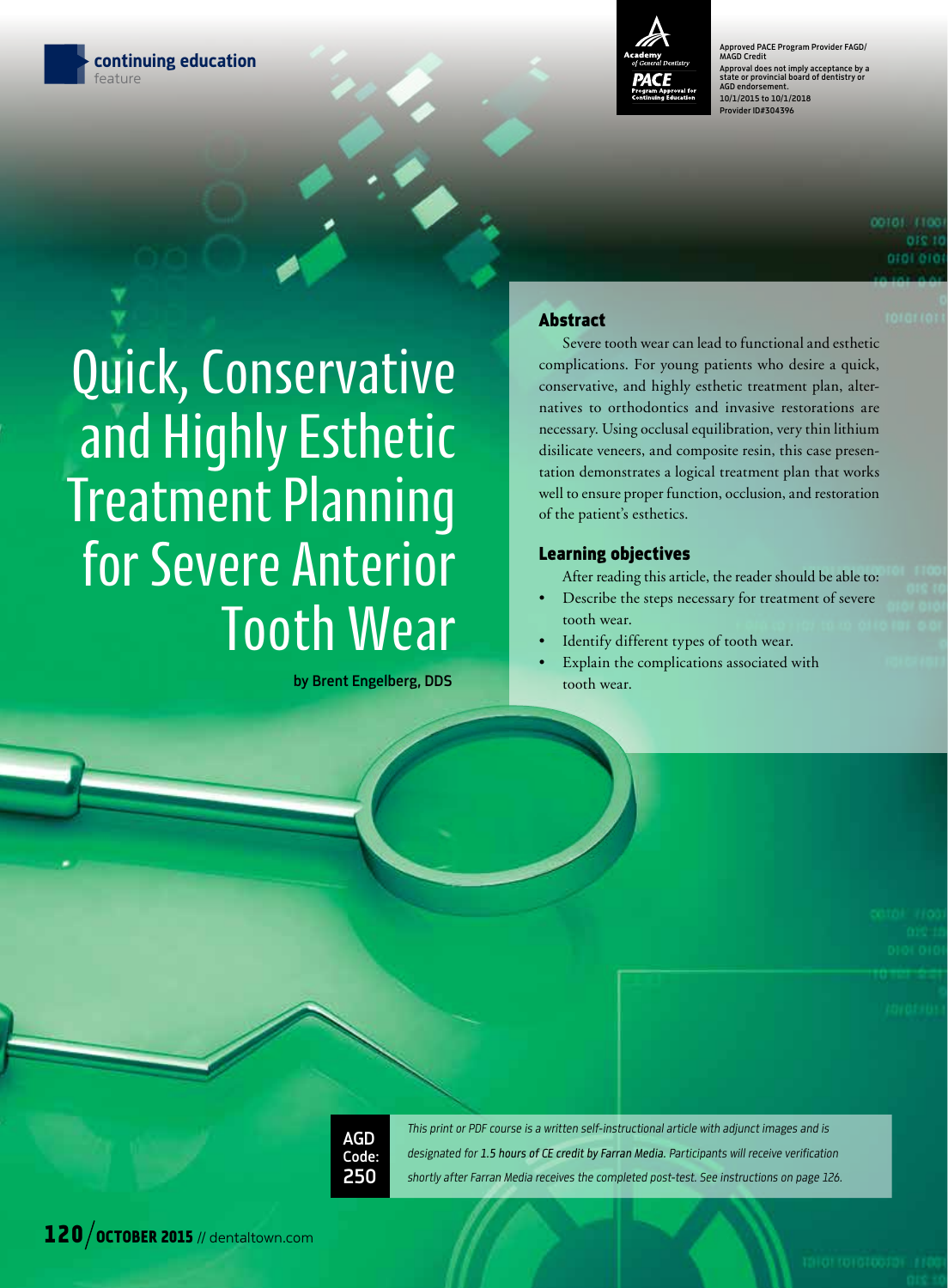continuing education
feature

Approved PACE Program Provider FAGD/MAGD Credit
Approval does not imply acceptance by a state or provincial board of dentistry or AGD endorsement.
10/1/2015 to 10/1/2018
Provider ID#304396

# Quick, Conservative and Highly Esthetic Treatment Planning for Severe Anterior Tooth Wear

**by Brent Engelberg, DDS**

## Abstract

Severe tooth wear can lead to functional and esthetic complications. For young patients who desire a quick, conservative, and highly esthetic treatment plan, alternatives to orthodontics and invasive restorations are necessary. Using occlusal equilibration, very thin lithium disilicate veneers, and composite resin, this case presentation demonstrates a logical treatment plan that works well to ensure proper function, occlusion, and restoration of the patient's esthetics.

## Learning objectives

After reading this article, the reader should be able to:

- Describe the steps necessary for treatment of severe tooth wear.
- Identify different types of tooth wear.
- Explain the complications associated with tooth wear.

**AGD Code: 250**

*This print or PDF course is a written self-instructional article with adjunct images and is designated for 1.5 hours of CE credit by Farran Media. Participants will receive verification shortly after Farran Media receives the completed post-test. See instructions on page 126.*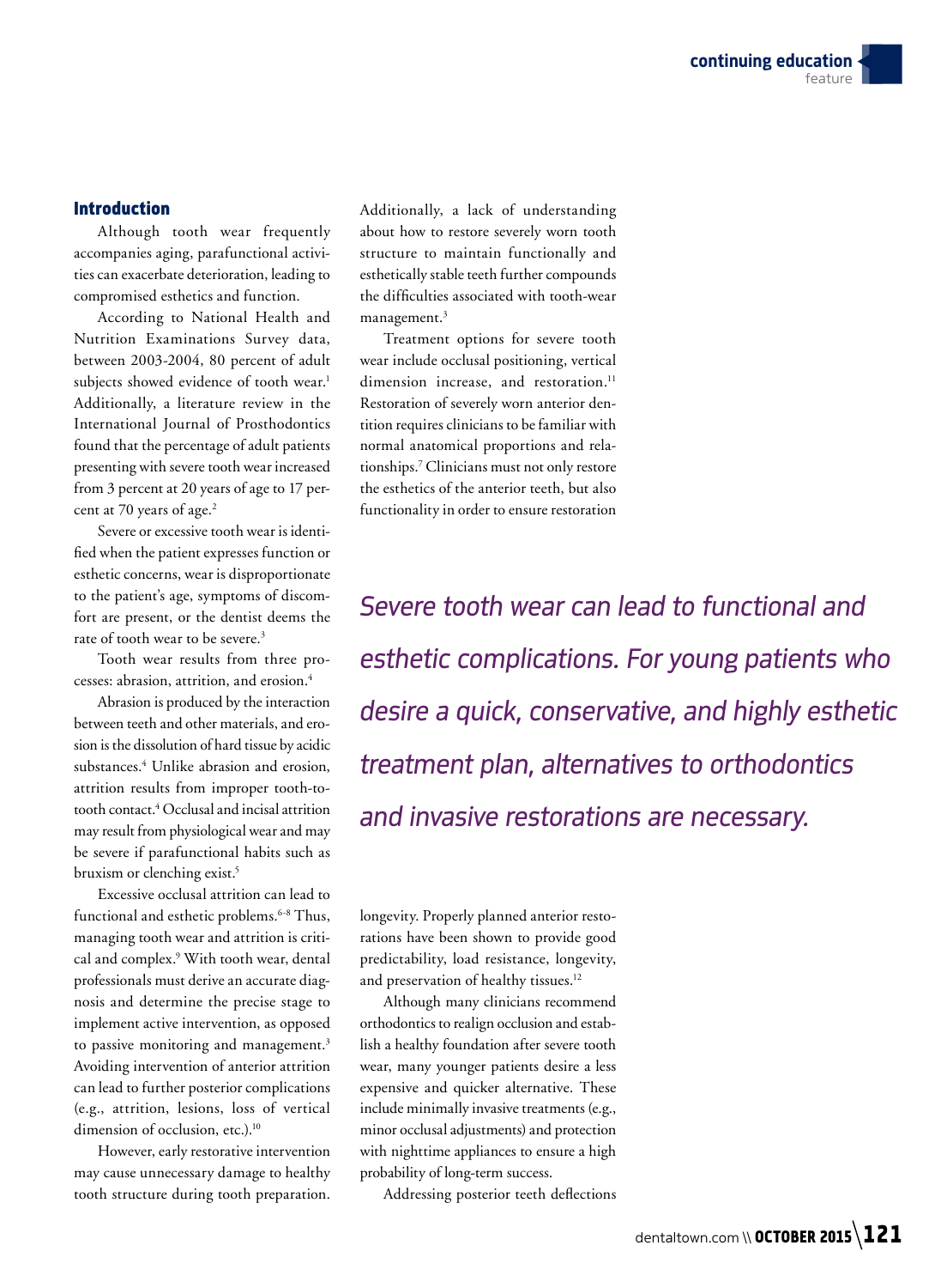## Introduction

Although tooth wear frequently accompanies aging, parafunctional activities can exacerbate deterioration, leading to compromised esthetics and function.

According to National Health and Nutrition Examinations Survey data, between 2003-2004, 80 percent of adult subjects showed evidence of tooth wear.[1] Additionally, a literature review in the International Journal of Prosthodontics found that the percentage of adult patients presenting with severe tooth wear increased from 3 percent at 20 years of age to 17 percent at 70 years of age.[2]

Severe or excessive tooth wear is identified when the patient expresses function or esthetic concerns, wear is disproportionate to the patient's age, symptoms of discomfort are present, or the dentist deems the rate of tooth wear to be severe.[3]

Tooth wear results from three processes: abrasion, attrition, and erosion.[4]

Abrasion is produced by the interaction between teeth and other materials, and erosion is the dissolution of hard tissue by acidic substances.[4] Unlike abrasion and erosion, attrition results from improper tooth-to-tooth contact.[4] Occlusal and incisal attrition may result from physiological wear and may be severe if parafunctional habits such as bruxism or clenching exist.[5]

Excessive occlusal attrition can lead to functional and esthetic problems.[6-8] Thus, managing tooth wear and attrition is critical and complex.[9] With tooth wear, dental professionals must derive an accurate diagnosis and determine the precise stage to implement active intervention, as opposed to passive monitoring and management.[3] Avoiding intervention of anterior attrition can lead to further posterior complications (e.g., attrition, lesions, loss of vertical dimension of occlusion, etc.).[10]

However, early restorative intervention may cause unnecessary damage to healthy tooth structure during tooth preparation. Additionally, a lack of understanding about how to restore severely worn tooth structure to maintain functionally and esthetically stable teeth further compounds the difficulties associated with tooth-wear management.[3]

Treatment options for severe tooth wear include occlusal positioning, vertical dimension increase, and restoration.[11] Restoration of severely worn anterior dentition requires clinicians to be familiar with normal anatomical proportions and relationships.[7] Clinicians must not only restore the esthetics of the anterior teeth, but also functionality in order to ensure restoration longevity. Properly planned anterior restorations have been shown to provide good predictability, load resistance, longevity, and preservation of healthy tissues.[12]

*Severe tooth wear can lead to functional and esthetic complications. For young patients who desire a quick, conservative, and highly esthetic treatment plan, alternatives to orthodontics and invasive restorations are necessary.*

Although many clinicians recommend orthodontics to realign occlusion and establish a healthy foundation after severe tooth wear, many younger patients desire a less expensive and quicker alternative. These include minimally invasive treatments (e.g., minor occlusal adjustments) and protection with nighttime appliances to ensure a high probability of long-term success.

Addressing posterior teeth deflections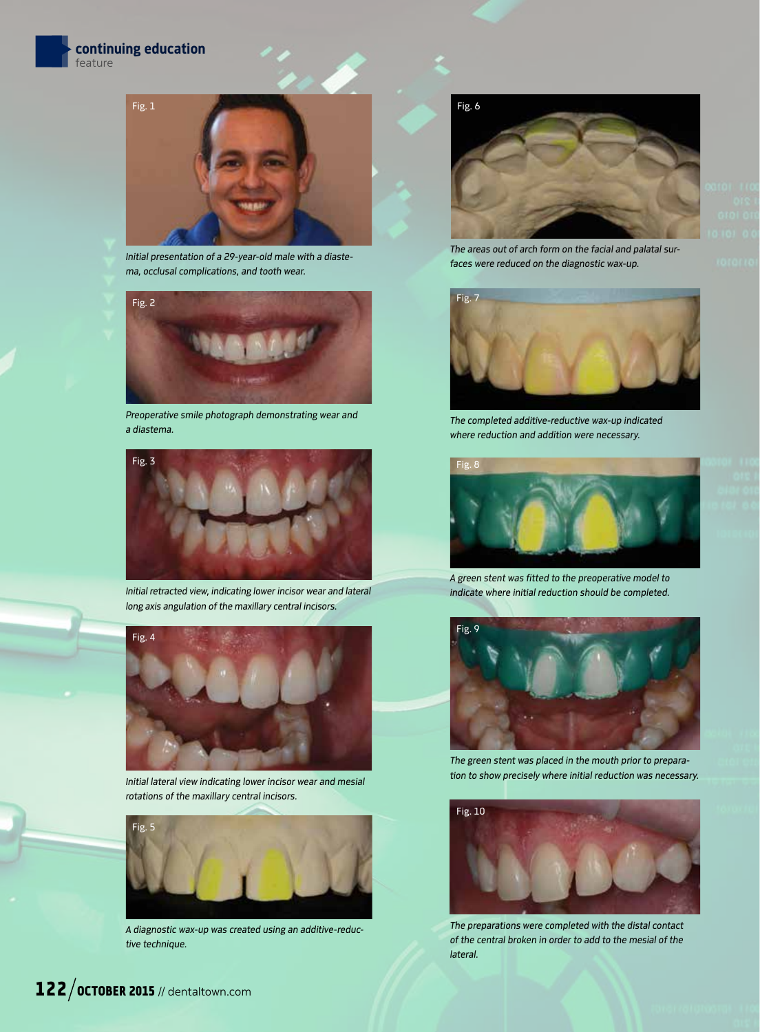Fig. 1

Initial presentation of a 29-year-old male with a diastema, occlusal complications, and tooth wear.

Fig. 2

Preoperative smile photograph demonstrating wear and a diastema.

Fig. 3

Initial retracted view, indicating lower incisor wear and lateral long axis angulation of the maxillary central incisors.

Fig. 4

Initial lateral view indicating lower incisor wear and mesial rotations of the maxillary central incisors.

Fig. 5

A diagnostic wax-up was created using an additive-reductive technique.

Fig. 6

The areas out of arch form on the facial and palatal surfaces were reduced on the diagnostic wax-up.

Fig. 7

The completed additive-reductive wax-up indicated where reduction and addition were necessary.

Fig. 8

A green stent was fitted to the preoperative model to indicate where initial reduction should be completed.

Fig. 9

The green stent was placed in the mouth prior to preparation to show precisely where initial reduction was necessary.

Fig. 10

The preparations were completed with the distal contact of the central broken in order to add to the mesial of the lateral.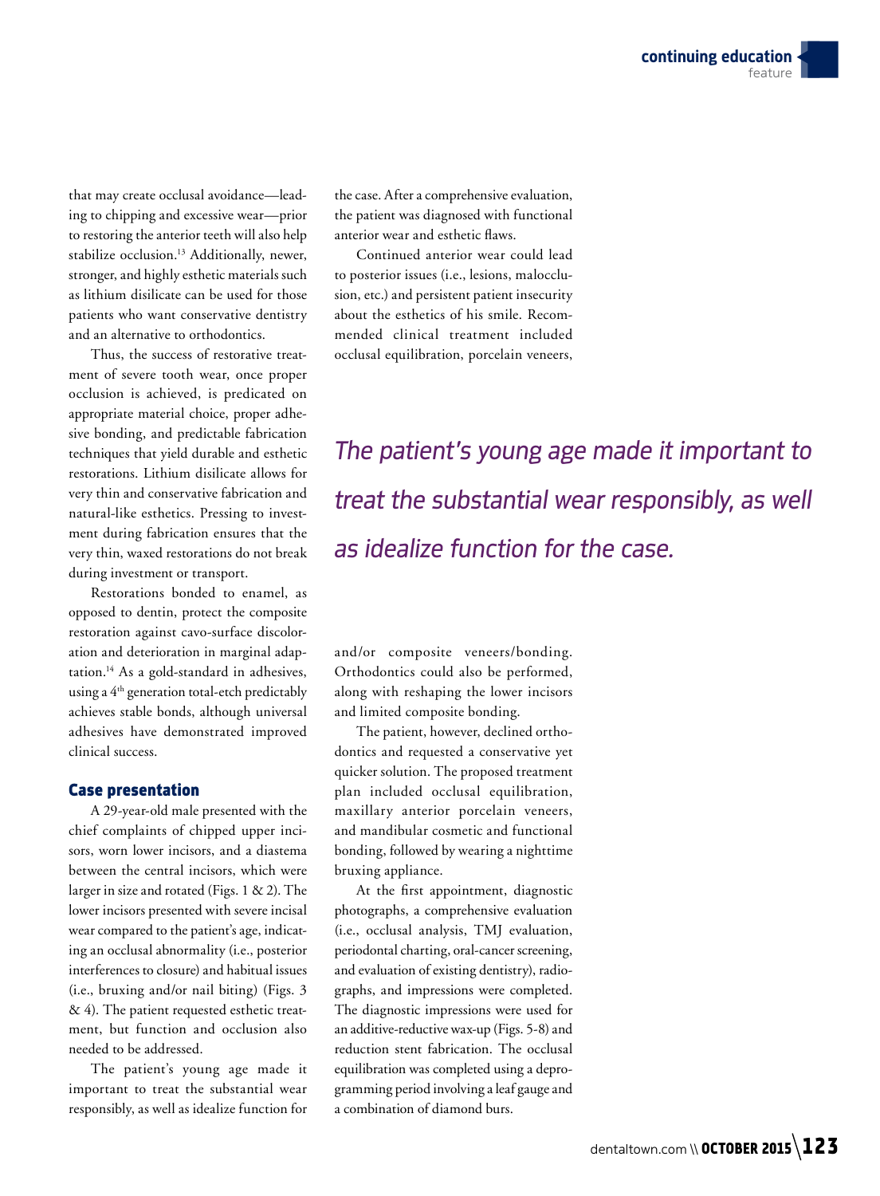that may create occlusal avoidance—leading to chipping and excessive wear—prior to restoring the anterior teeth will also help stabilize occlusion.[13] Additionally, newer, stronger, and highly esthetic materials such as lithium disilicate can be used for those patients who want conservative dentistry and an alternative to orthodontics.

Thus, the success of restorative treatment of severe tooth wear, once proper occlusion is achieved, is predicated on appropriate material choice, proper adhesive bonding, and predictable fabrication techniques that yield durable and esthetic restorations. Lithium disilicate allows for very thin and conservative fabrication and natural-like esthetics. Pressing to investment during fabrication ensures that the very thin, waxed restorations do not break during investment or transport.

Restorations bonded to enamel, as opposed to dentin, protect the composite restoration against cavo-surface discoloration and deterioration in marginal adaptation.[14] As a gold-standard in adhesives, using a 4th generation total-etch predictably achieves stable bonds, although universal adhesives have demonstrated improved clinical success.

### Case presentation

A 29-year-old male presented with the chief complaints of chipped upper incisors, worn lower incisors, and a diastema between the central incisors, which were larger in size and rotated (Figs. 1 & 2). The lower incisors presented with severe incisal wear compared to the patient's age, indicating an occlusal abnormality (i.e., posterior interferences to closure) and habitual issues (i.e., bruxing and/or nail biting) (Figs. 3 & 4). The patient requested esthetic treatment, but function and occlusion also needed to be addressed.

The patient's young age made it important to treat the substantial wear responsibly, as well as idealize function for the case. After a comprehensive evaluation, the patient was diagnosed with functional anterior wear and esthetic flaws.

Continued anterior wear could lead to posterior issues (i.e., lesions, malocclusion, etc.) and persistent patient insecurity about the esthetics of his smile. Recommended clinical treatment included occlusal equilibration, porcelain veneers, and/or composite veneers/bonding. Orthodontics could also be performed, along with reshaping the lower incisors and limited composite bonding.

*The patient's young age made it important to treat the substantial wear responsibly, as well as idealize function for the case.*

The patient, however, declined orthodontics and requested a conservative yet quicker solution. The proposed treatment plan included occlusal equilibration, maxillary anterior porcelain veneers, and mandibular cosmetic and functional bonding, followed by wearing a nighttime bruxing appliance.

At the first appointment, diagnostic photographs, a comprehensive evaluation (i.e., occlusal analysis, TMJ evaluation, periodontal charting, oral-cancer screening, and evaluation of existing dentistry), radiographs, and impressions were completed. The diagnostic impressions were used for an additive-reductive wax-up (Figs. 5-8) and reduction stent fabrication. The occlusal equilibration was completed using a deprogramming period involving a leaf gauge and a combination of diamond burs.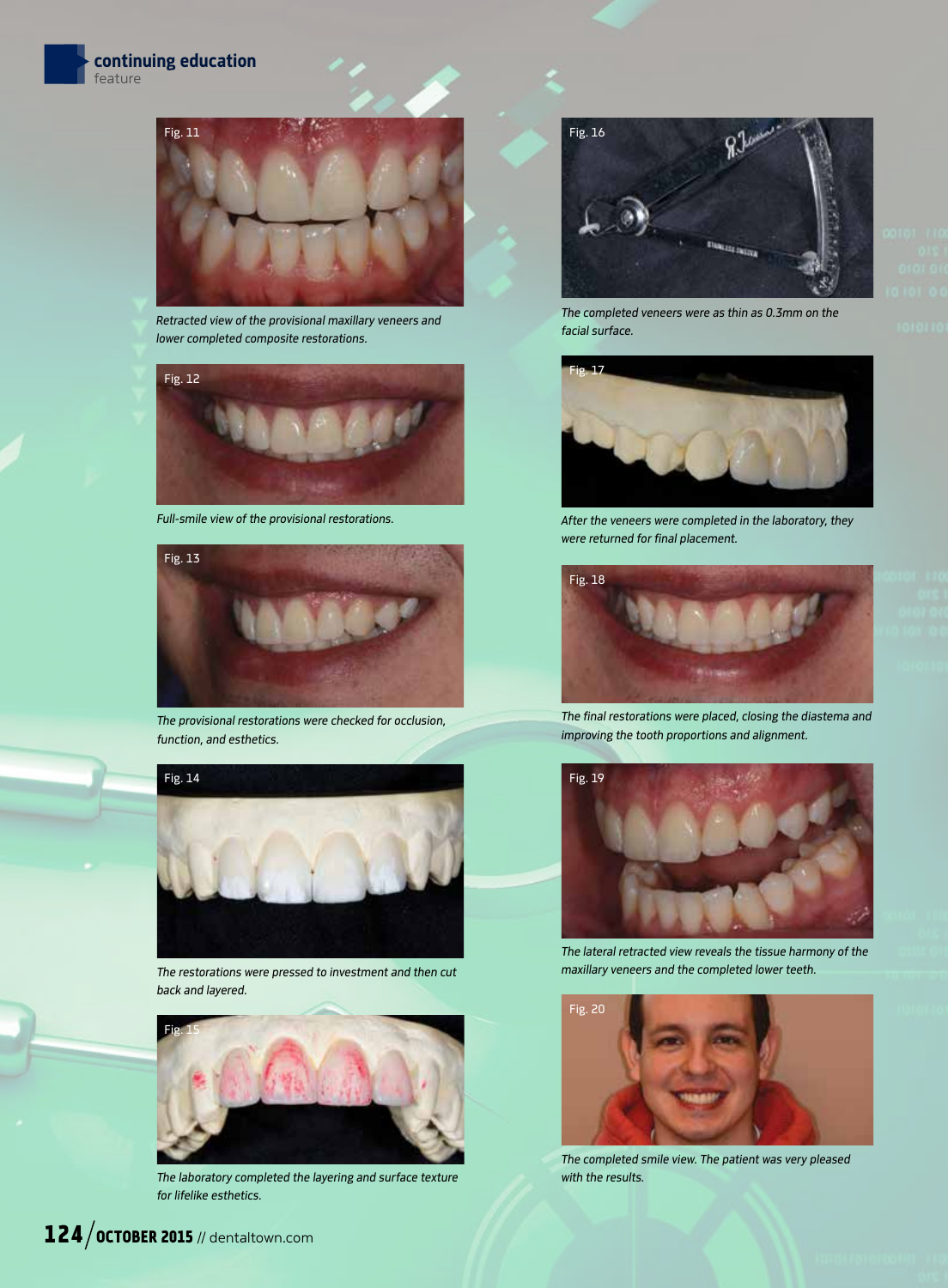Fig. 11

*Retracted view of the provisional maxillary veneers and lower completed composite restorations.*

Fig. 12

*Full-smile view of the provisional restorations.*

Fig. 13

*The provisional restorations were checked for occlusion, function, and esthetics.*

Fig. 14

*The restorations were pressed to investment and then cut back and layered.*

Fig. 15

*The laboratory completed the layering and surface texture for lifelike esthetics.*

Fig. 16

*The completed veneers were as thin as 0.3mm on the facial surface.*

Fig. 17

*After the veneers were completed in the laboratory, they were returned for final placement.*

Fig. 18

*The final restorations were placed, closing the diastema and improving the tooth proportions and alignment.*

Fig. 19

*The lateral retracted view reveals the tissue harmony of the maxillary veneers and the completed lower teeth.*

Fig. 20

*The completed smile view. The patient was very pleased with the results.*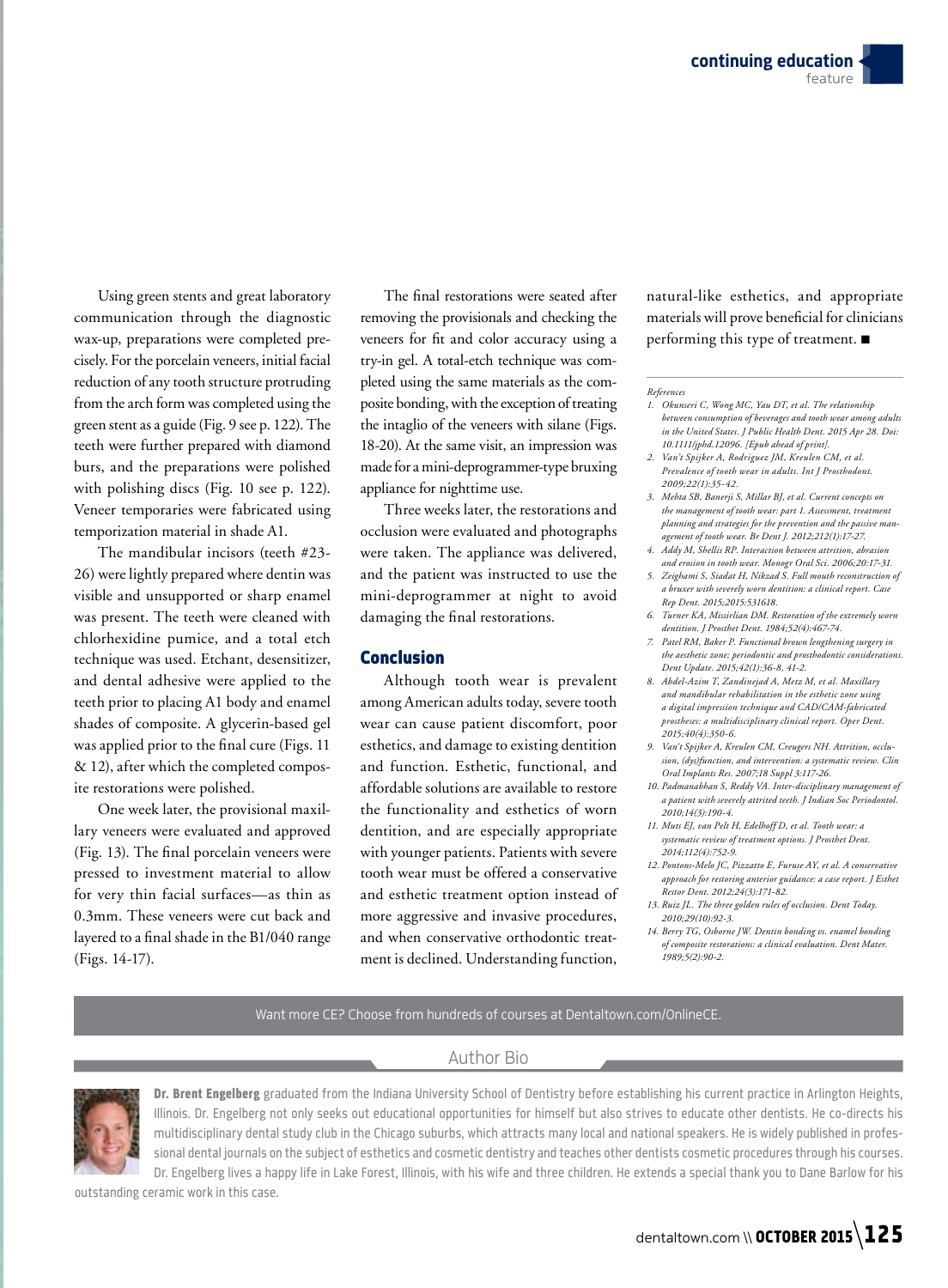Using green stents and great laboratory communication through the diagnostic wax-up, preparations were completed precisely. For the porcelain veneers, initial facial reduction of any tooth structure protruding from the arch form was completed using the green stent as a guide (Fig. 9 see p. 122). The teeth were further prepared with diamond burs, and the preparations were polished with polishing discs (Fig. 10 see p. 122). Veneer temporaries were fabricated using temporization material in shade A1.

The mandibular incisors (teeth #23-26) were lightly prepared where dentin was visible and unsupported or sharp enamel was present. The teeth were cleaned with chlorhexidine pumice, and a total etch technique was used. Etchant, desensitizer, and dental adhesive were applied to the teeth prior to placing A1 body and enamel shades of composite. A glycerin-based gel was applied prior to the final cure (Figs. 11 & 12), after which the completed composite restorations were polished.

One week later, the provisional maxillary veneers were evaluated and approved (Fig. 13). The final porcelain veneers were pressed to investment material to allow for very thin facial surfaces—as thin as 0.3mm. These veneers were cut back and layered to a final shade in the B1/040 range (Figs. 14-17).

The final restorations were seated after removing the provisionals and checking the veneers for fit and color accuracy using a try-in gel. A total-etch technique was completed using the same materials as the composite bonding, with the exception of treating the intaglio of the veneers with silane (Figs. 18-20). At the same visit, an impression was made for a mini-deprogrammer-type bruxing appliance for nighttime use.

Three weeks later, the restorations and occlusion were evaluated and photographs were taken. The appliance was delivered, and the patient was instructed to use the mini-deprogrammer at night to avoid damaging the final restorations.

## Conclusion

Although tooth wear is prevalent among American adults today, severe tooth wear can cause patient discomfort, poor esthetics, and damage to existing dentition and function. Esthetic, functional, and affordable solutions are available to restore the functionality and esthetics of worn dentition, and are especially appropriate with younger patients. Patients with severe tooth wear must be offered a conservative and esthetic treatment option instead of more aggressive and invasive procedures, and when conservative orthodontic treatment is declined. Understanding function, natural-like esthetics, and appropriate materials will prove beneficial for clinicians performing this type of treatment. ■

*References*

1. *Okunseri C, Wong MC, Yau DT, et al. The relationship between consumption of beverages and tooth wear among adults in the United States. J Public Health Dent. 2015 Apr 28. Doi: 10.1111/jphd.12096. [Epub ahead of print].*
2. *Van't Spijker A, Rodriguez JM, Kreulen CM, et al. Prevalence of tooth wear in adults. Int J Prosthodont. 2009;22(1):35-42.*
3. *Mehta SB, Banerji S, Millar BJ, et al. Current concepts on the management of tooth wear: part 1. Assessment, treatment planning and strategies for the prevention and the passive management of tooth wear. Br Dent J. 2012;212(1):17-27.*
4. *Addy M, Shellis RP. Interaction between attrition, abrasion and erosion in tooth wear. Monogr Oral Sci. 2006;20:17-31.*
5. *Zeighami S, Siadat H, Nikzad S. Full mouth reconstruction of a bruxer with severely worn dentition: a clinical report. Case Rep Dent. 2015;2015:531618.*
6. *Turner KA, Missirlian DM. Restoration of the extremely worn dentition. J Prosthet Dent. 1984;52(4):467-74.*
7. *Patel RM, Baker P. Functional brown lengthening surgery in the aesthetic zone; periodontic and prosthodontic considerations. Dent Update. 2015;42(1):36-8, 41-2.*
8. *Abdel-Azim T, Zandinejad A, Metz M, et al. Maxillary and mandibular rehabilitation in the esthetic zone using a digital impression technique and CAD/CAM-fabricated prostheses: a multidisciplinary clinical report. Oper Dent. 2015;40(4):350-6.*
9. *Van't Spijker A, Kreulen CM, Creugers NH. Attrition, occlusion, (dys)function, and intervention: a systematic review. Clin Oral Implants Res. 2007;18 Suppl 3:117-26.*
10. *Padmanabhan S, Reddy VA. Inter-disciplinary management of a patient with severely attrited teeth. J Indian Soc Periodontol. 2010;14(3):190-4.*
11. *Muts EJ, van Pelt H, Edelhoff D, et al. Tooth wear: a systematic review of treatment options. J Prosthet Dent. 2014;112(4):752-9.*
12. *Pontons-Melo JC, Pizzatto E, Furuse AY, et al. A conservative approach for restoring anterior guidance: a case report. J Esthet Restor Dent. 2012;24(3):171-82.*
13. *Ruiz JL. The three golden rules of occlusion. Dent Today. 2010;29(10):92-3.*
14. *Berry TG, Osborne JW. Dentin bonding vs. enamel bonding of composite restorations: a clinical evaluation. Dent Mater. 1989;5(2):90-2.*

Want more CE? Choose from hundreds of courses at Dentaltown.com/OnlineCE.

### Author Bio

**Dr. Brent Engelberg** graduated from the Indiana University School of Dentistry before establishing his current practice in Arlington Heights, Illinois. Dr. Engelberg not only seeks out educational opportunities for himself but also strives to educate other dentists. He co-directs his multidisciplinary dental study club in the Chicago suburbs, which attracts many local and national speakers. He is widely published in professional dental journals on the subject of esthetics and cosmetic dentistry and teaches other dentists cosmetic procedures through his courses. Dr. Engelberg lives a happy life in Lake Forest, Illinois, with his wife and three children. He extends a special thank you to Dane Barlow for his outstanding ceramic work in this case.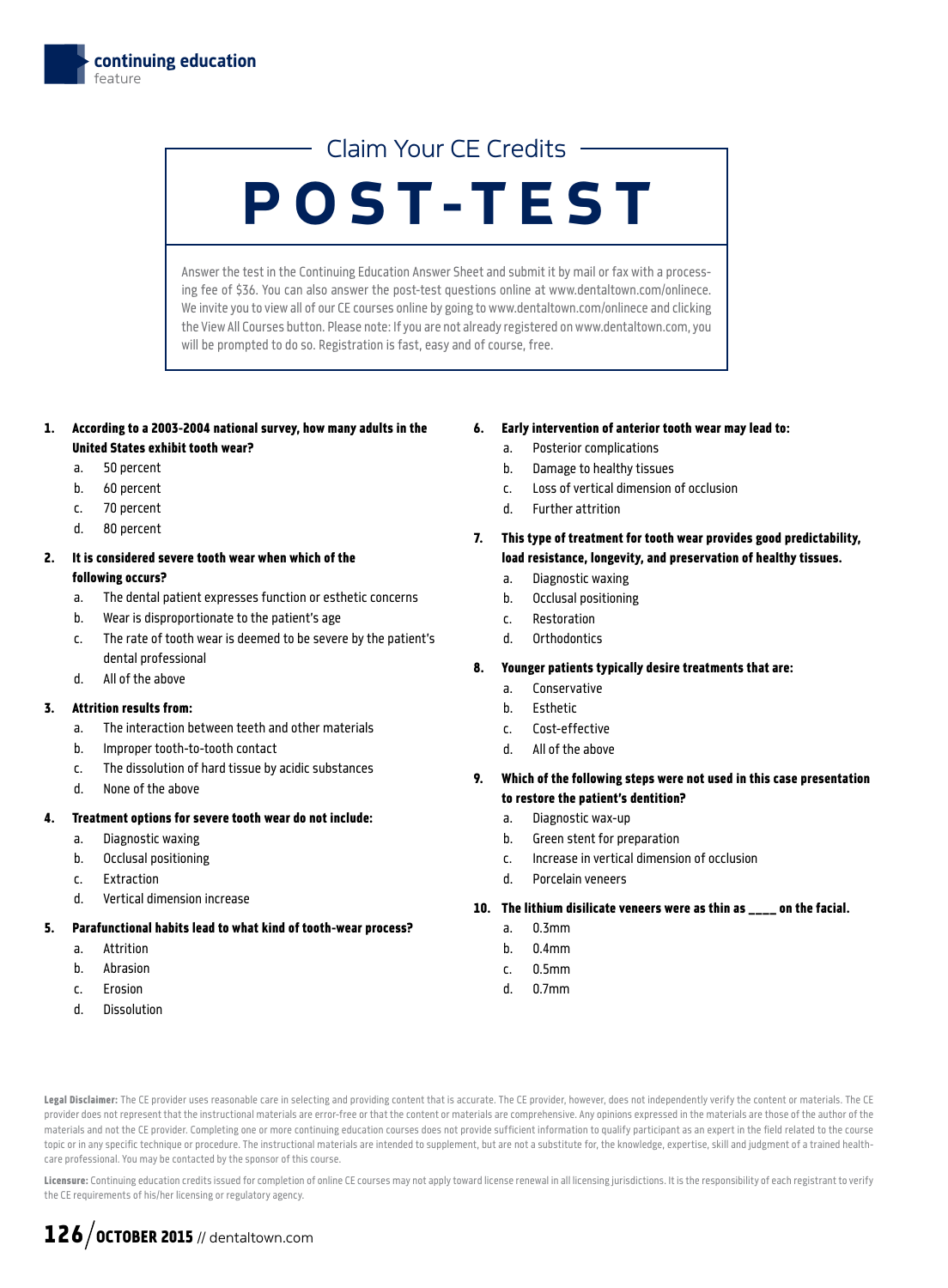## Claim Your CE Credits

# POST-TEST

Answer the test in the Continuing Education Answer Sheet and submit it by mail or fax with a processing fee of $36. You can also answer the post-test questions online at www.dentaltown.com/onlinece. We invite you to view all of our CE courses online by going to www.dentaltown.com/onlinece and clicking the View All Courses button. Please note: If you are not already registered on www.dentaltown.com, you will be prompted to do so. Registration is fast, easy and of course, free.

**1. According to a 2003-2004 national survey, how many adults in the United States exhibit tooth wear?**

a. 50 percent
b. 60 percent
c. 70 percent
d. 80 percent

**2. It is considered severe tooth wear when which of the following occurs?**

a. The dental patient expresses function or esthetic concerns
b. Wear is disproportionate to the patient's age
c. The rate of tooth wear is deemed to be severe by the patient's dental professional
d. All of the above

**3. Attrition results from:**

a. The interaction between teeth and other materials
b. Improper tooth-to-tooth contact
c. The dissolution of hard tissue by acidic substances
d. None of the above

**4. Treatment options for severe tooth wear do not include:**

a. Diagnostic waxing
b. Occlusal positioning
c. Extraction
d. Vertical dimension increase

**5. Parafunctional habits lead to what kind of tooth-wear process?**

a. Attrition
b. Abrasion
c. Erosion
d. Dissolution

**6. Early intervention of anterior tooth wear may lead to:**

a. Posterior complications
b. Damage to healthy tissues
c. Loss of vertical dimension of occlusion
d. Further attrition

**7. This type of treatment for tooth wear provides good predictability, load resistance, longevity, and preservation of healthy tissues.**

a. Diagnostic waxing
b. Occlusal positioning
c. Restoration
d. Orthodontics

**8. Younger patients typically desire treatments that are:**

a. Conservative
b. Esthetic
c. Cost-effective
d. All of the above

**9. Which of the following steps were not used in this case presentation to restore the patient's dentition?**

a. Diagnostic wax-up
b. Green stent for preparation
c. Increase in vertical dimension of occlusion
d. Porcelain veneers

**10. The lithium disilicate veneers were as thin as ____ on the facial.**

a. 0.3mm
b. 0.4mm
c. 0.5mm
d. 0.7mm

**Legal Disclaimer:** The CE provider uses reasonable care in selecting and providing content that is accurate. The CE provider, however, does not independently verify the content or materials. The CE provider does not represent that the instructional materials are error-free or that the content or materials are comprehensive. Any opinions expressed in the materials are those of the author of the materials and not the CE provider. Completing one or more continuing education courses does not provide sufficient information to qualify participant as an expert in the field related to the course topic or in any specific technique or procedure. The instructional materials are intended to supplement, but are not a substitute for, the knowledge, expertise, skill and judgment of a trained healthcare professional. You may be contacted by the sponsor of this course.

**Licensure:** Continuing education credits issued for completion of online CE courses may not apply toward license renewal in all licensing jurisdictions. It is the responsibility of each registrant to verify the CE requirements of his/her licensing or regulatory agency.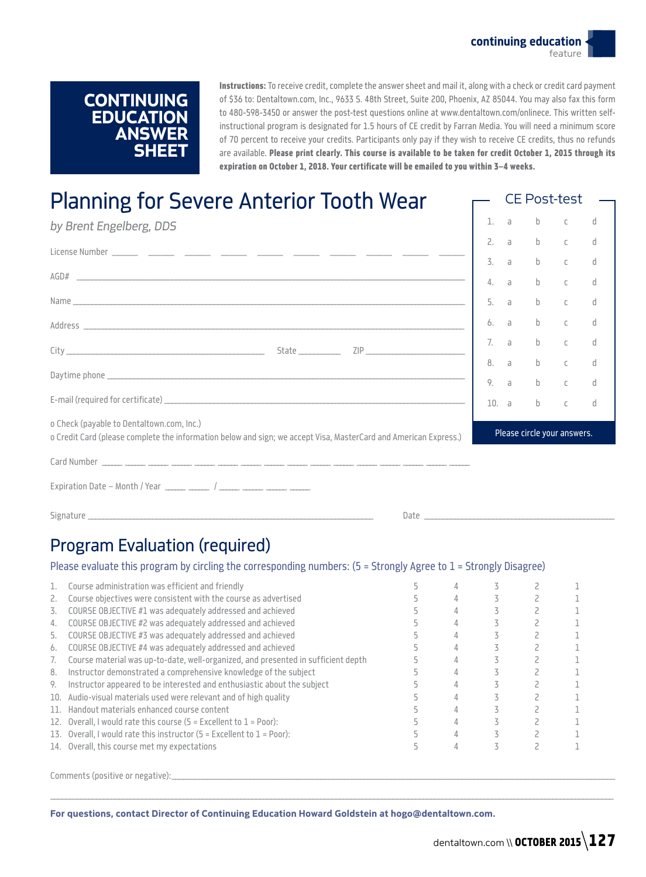# CONTINUING EDUCATION ANSWER SHEET

**Instructions:** To receive credit, complete the answer sheet and mail it, along with a check or credit card payment of $36 to: Dentaltown.com, Inc., 9633 S. 48th Street, Suite 200, Phoenix, AZ 85044. You may also fax this form to 480-598-3450 or answer the post-test questions online at www.dentaltown.com/onlinece. This written self-instructional program is designated for 1.5 hours of CE credit by Farran Media. You will need a minimum score of 70 percent to receive your credits. Participants only pay if they wish to receive CE credits, thus no refunds are available. **Please print clearly. This course is available to be taken for credit October 1, 2015 through its expiration on October 1, 2018. Your certificate will be emailed to you within 3–4 weeks.**

# Planning for Severe Anterior Tooth Wear

*by Brent Engelberg, DDS*

License Number ______ ______ ______ ______ ______ ______ ______ ______ ______ ______

AGD# ____________________

Name ____________________

Address ____________________

City ____________________ State __________ ZIP ____________________

Daytime phone ____________________

E-mail (required for certificate) ____________________

o Check (payable to Dentaltown.com, Inc.)

o Credit Card (please complete the information below and sign; we accept Visa, MasterCard and American Express.)

Card Number ______ ______ ______ ______ ______ ______ ______ ______ ______ ______ ______ ______ ______ ______ ______ ______

Expiration Date – Month / Year ______ ______ / ______ ______ ______ ______

Signature ____________________ Date ____________________

## CE Post-test

| | | | | |
|---|---|---|---|---|
| 1. | a | b | c | d |
| 2. | a | b | c | d |
| 3. | a | b | c | d |
| 4. | a | b | c | d |
| 5. | a | b | c | d |
| 6. | a | b | c | d |
| 7. | a | b | c | d |
| 8. | a | b | c | d |
| 9. | a | b | c | d |
| 10. | a | b | c | d |

Please circle your answers.

## Program Evaluation (required)

Please evaluate this program by circling the corresponding numbers: (5 = Strongly Agree to 1 = Strongly Disagree)

| | | | | | | |
|---|---|---|---|---|---|---|
| 1. | Course administration was efficient and friendly | 5 | 4 | 3 | 2 | 1 |
| 2. | Course objectives were consistent with the course as advertised | 5 | 4 | 3 | 2 | 1 |
| 3. | COURSE OBJECTIVE #1 was adequately addressed and achieved | 5 | 4 | 3 | 2 | 1 |
| 4. | COURSE OBJECTIVE #2 was adequately addressed and achieved | 5 | 4 | 3 | 2 | 1 |
| 5. | COURSE OBJECTIVE #3 was adequately addressed and achieved | 5 | 4 | 3 | 2 | 1 |
| 6. | COURSE OBJECTIVE #4 was adequately addressed and achieved | 5 | 4 | 3 | 2 | 1 |
| 7. | Course material was up-to-date, well-organized, and presented in sufficient depth | 5 | 4 | 3 | 2 | 1 |
| 8. | Instructor demonstrated a comprehensive knowledge of the subject | 5 | 4 | 3 | 2 | 1 |
| 9. | Instructor appeared to be interested and enthusiastic about the subject | 5 | 4 | 3 | 2 | 1 |
| 10. | Audio-visual materials used were relevant and of high quality | 5 | 4 | 3 | 2 | 1 |
| 11. | Handout materials enhanced course content | 5 | 4 | 3 | 2 | 1 |
| 12. | Overall, I would rate this course (5 = Excellent to 1 = Poor): | 5 | 4 | 3 | 2 | 1 |
| 13. | Overall, I would rate this instructor (5 = Excellent to 1 = Poor): | 5 | 4 | 3 | 2 | 1 |
| 14. | Overall, this course met my expectations | 5 | 4 | 3 | 2 | 1 |

Comments (positive or negative): ____________________

**For questions, contact Director of Continuing Education Howard Goldstein at hogo@dentaltown.com.**